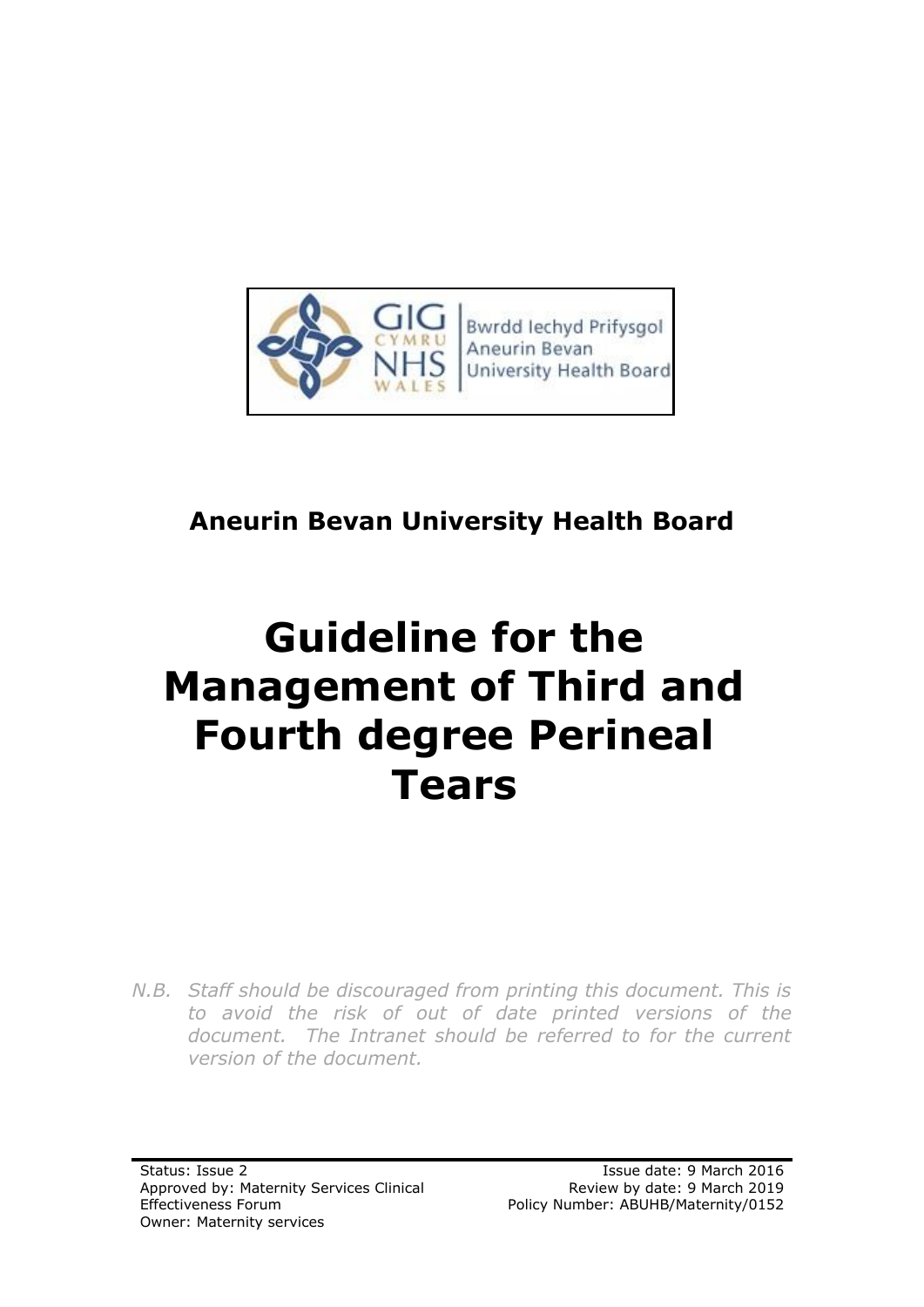**Aneurin Bevan University Health Board**

# Guideline for the Management of Third and Fourth degree Perineal Tears

*N.B. Staff should be discouraged from printing this document. This is to avoid the risk of out of date printed versions of the document. The Intranet should be referred to for the current version of the document.*

Status: Issue 2
Approved by: Maternity Services Clinical Effectiveness Forum
Owner: Maternity services

Issue date: 9 March 2016
Review by date: 9 March 2019
Policy Number: ABUHB/Maternity/0152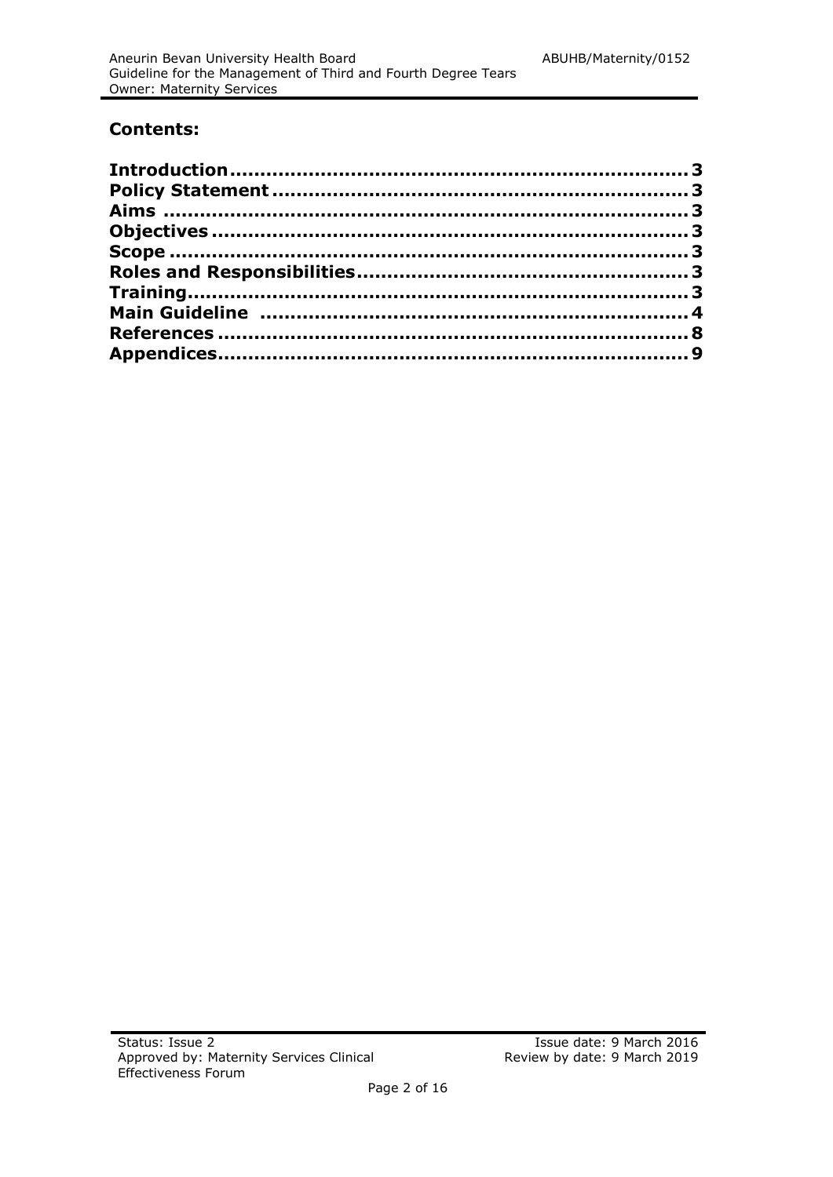## Contents:

| | |
|---|---|
| **Introduction** | **3** |
| **Policy Statement** | **3** |
| **Aims** | **3** |
| **Objectives** | **3** |
| **Scope** | **3** |
| **Roles and Responsibilities** | **3** |
| **Training** | **3** |
| **Main Guideline** | **4** |
| **References** | **8** |
| **Appendices** | **9** |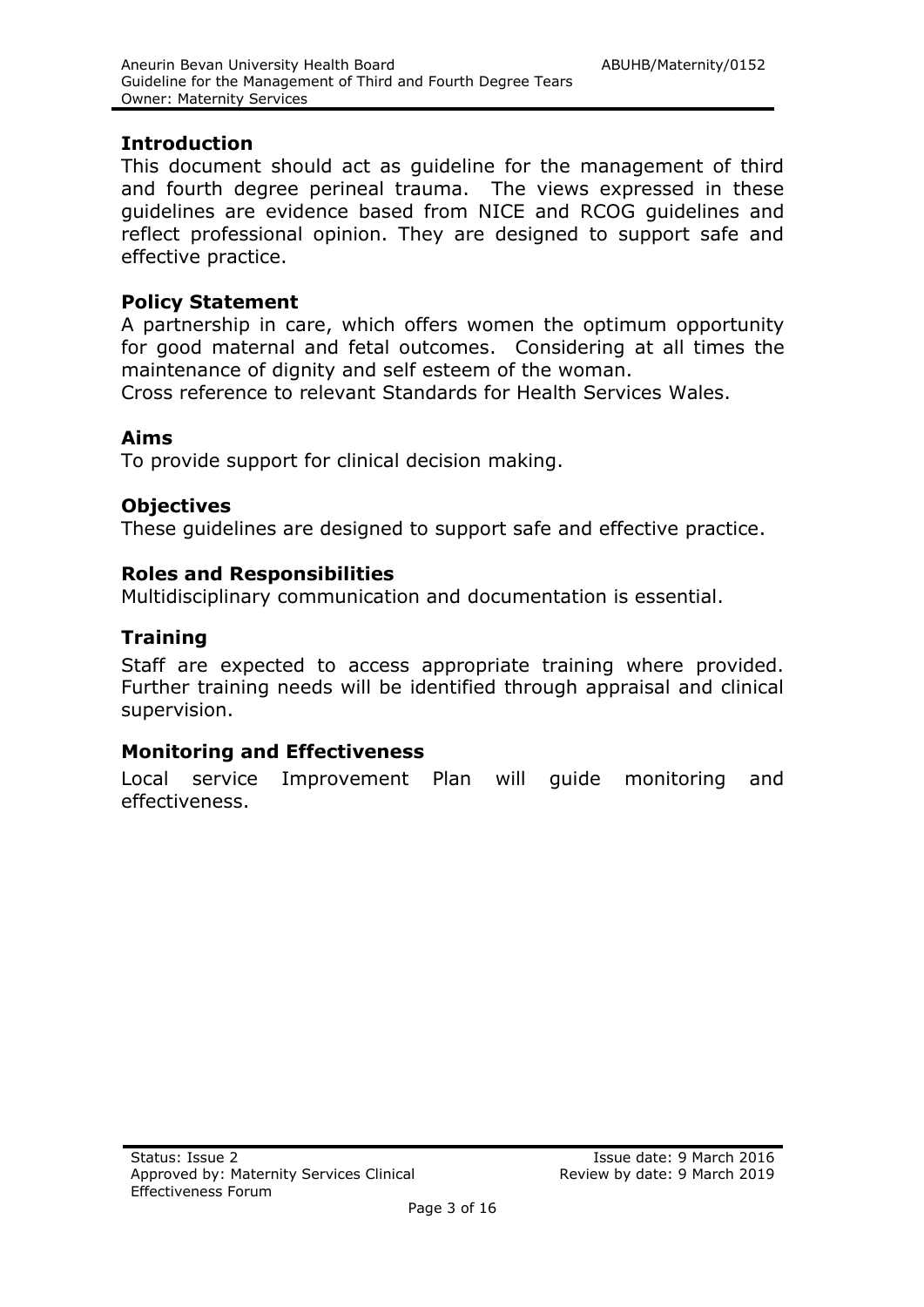## Introduction

This document should act as guideline for the management of third and fourth degree perineal trauma. The views expressed in these guidelines are evidence based from NICE and RCOG guidelines and reflect professional opinion. They are designed to support safe and effective practice.

## Policy Statement

A partnership in care, which offers women the optimum opportunity for good maternal and fetal outcomes. Considering at all times the maintenance of dignity and self esteem of the woman.

Cross reference to relevant Standards for Health Services Wales.

## Aims

To provide support for clinical decision making.

## Objectives

These guidelines are designed to support safe and effective practice.

## Roles and Responsibilities

Multidisciplinary communication and documentation is essential.

## Training

Staff are expected to access appropriate training where provided. Further training needs will be identified through appraisal and clinical supervision.

## Monitoring and Effectiveness

Local service Improvement Plan will guide monitoring and effectiveness.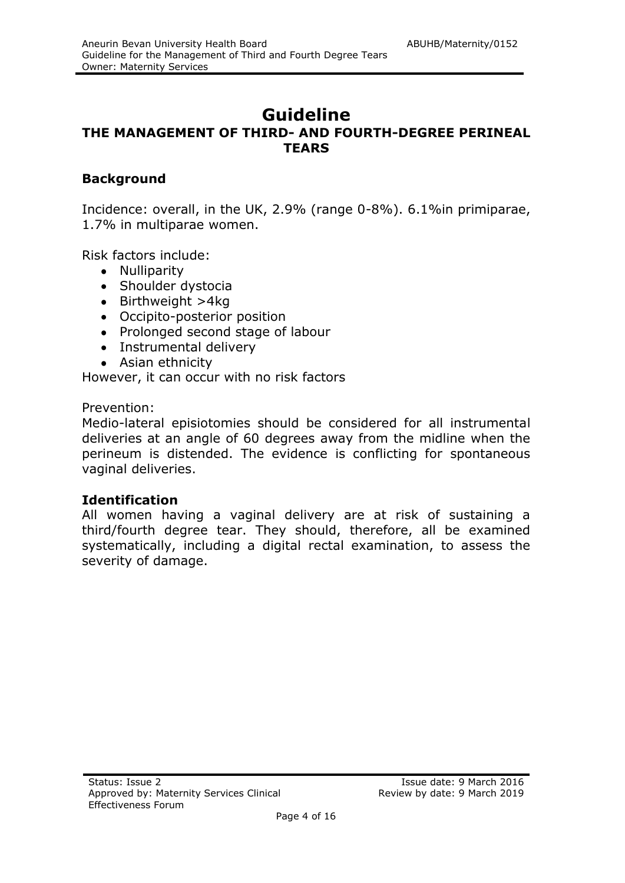# Guideline

## THE MANAGEMENT OF THIRD- AND FOURTH-DEGREE PERINEAL TEARS

### Background

Incidence: overall, in the UK, 2.9% (range 0-8%). 6.1%in primiparae, 1.7% in multiparae women.

Risk factors include:

- Nulliparity
- Shoulder dystocia
- Birthweight >4kg
- Occipito-posterior position
- Prolonged second stage of labour
- Instrumental delivery
- Asian ethnicity

However, it can occur with no risk factors

Prevention:

Medio-lateral episiotomies should be considered for all instrumental deliveries at an angle of 60 degrees away from the midline when the perineum is distended. The evidence is conflicting for spontaneous vaginal deliveries.

### Identification

All women having a vaginal delivery are at risk of sustaining a third/fourth degree tear. They should, therefore, all be examined systematically, including a digital rectal examination, to assess the severity of damage.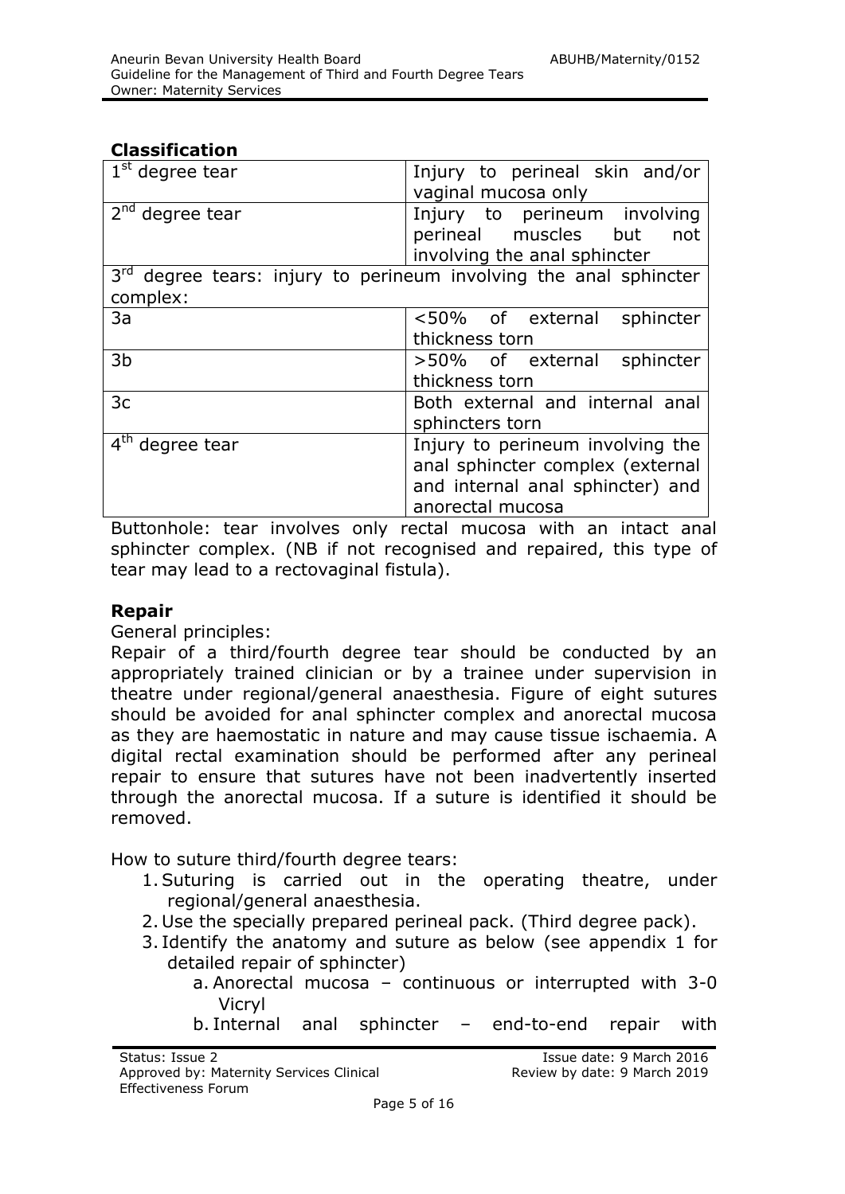## Classification

| | |
|---|---|
| 1st degree tear | Injury to perineal skin and/or vaginal mucosa only |
| 2nd degree tear | Injury to perineum involving perineal muscles but not involving the anal sphincter |
| 3rd degree tears: injury to perineum involving the anal sphincter complex: | |
| 3a | <50% of external sphincter thickness torn |
| 3b | >50% of external sphincter thickness torn |
| 3c | Both external and internal anal sphincters torn |
| 4th degree tear | Injury to perineum involving the anal sphincter complex (external and internal anal sphincter) and anorectal mucosa |

Buttonhole: tear involves only rectal mucosa with an intact anal sphincter complex. (NB if not recognised and repaired, this type of tear may lead to a rectovaginal fistula).

## Repair

General principles:

Repair of a third/fourth degree tear should be conducted by an appropriately trained clinician or by a trainee under supervision in theatre under regional/general anaesthesia. Figure of eight sutures should be avoided for anal sphincter complex and anorectal mucosa as they are haemostatic in nature and may cause tissue ischaemia. A digital rectal examination should be performed after any perineal repair to ensure that sutures have not been inadvertently inserted through the anorectal mucosa. If a suture is identified it should be removed.

How to suture third/fourth degree tears:

1. Suturing is carried out in the operating theatre, under regional/general anaesthesia.
2. Use the specially prepared perineal pack. (Third degree pack).
3. Identify the anatomy and suture as below (see appendix 1 for detailed repair of sphincter)
    a. Anorectal mucosa – continuous or interrupted with 3-0 Vicryl
    b. Internal anal sphincter – end-to-end repair with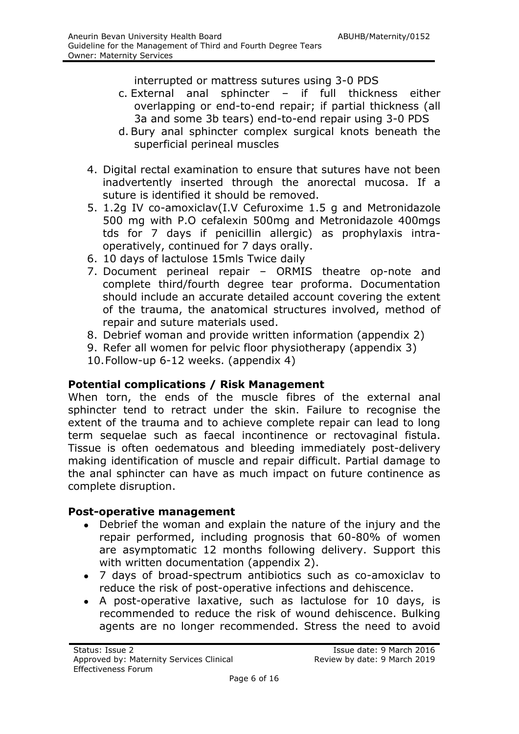interrupted or mattress sutures using 3-0 PDS

   c. External anal sphincter – if full thickness either overlapping or end-to-end repair; if partial thickness (all 3a and some 3b tears) end-to-end repair using 3-0 PDS
   d. Bury anal sphincter complex surgical knots beneath the superficial perineal muscles

4. Digital rectal examination to ensure that sutures have not been inadvertently inserted through the anorectal mucosa. If a suture is identified it should be removed.
5. 1.2g IV co-amoxiclav(I.V Cefuroxime 1.5 g and Metronidazole 500 mg with P.O cefalexin 500mg and Metronidazole 400mgs tds for 7 days if penicillin allergic) as prophylaxis intra-operatively, continued for 7 days orally.
6. 10 days of lactulose 15mls Twice daily
7. Document perineal repair – ORMIS theatre op-note and complete third/fourth degree tear proforma. Documentation should include an accurate detailed account covering the extent of the trauma, the anatomical structures involved, method of repair and suture materials used.
8. Debrief woman and provide written information (appendix 2)
9. Refer all women for pelvic floor physiotherapy (appendix 3)
10. Follow-up 6-12 weeks. (appendix 4)

## Potential complications / Risk Management

When torn, the ends of the muscle fibres of the external anal sphincter tend to retract under the skin. Failure to recognise the extent of the trauma and to achieve complete repair can lead to long term sequelae such as faecal incontinence or rectovaginal fistula. Tissue is often oedematous and bleeding immediately post-delivery making identification of muscle and repair difficult. Partial damage to the anal sphincter can have as much impact on future continence as complete disruption.

## Post-operative management

- Debrief the woman and explain the nature of the injury and the repair performed, including prognosis that 60-80% of women are asymptomatic 12 months following delivery. Support this with written documentation (appendix 2).
- 7 days of broad-spectrum antibiotics such as co-amoxiclav to reduce the risk of post-operative infections and dehiscence.
- A post-operative laxative, such as lactulose for 10 days, is recommended to reduce the risk of wound dehiscence. Bulking agents are no longer recommended. Stress the need to avoid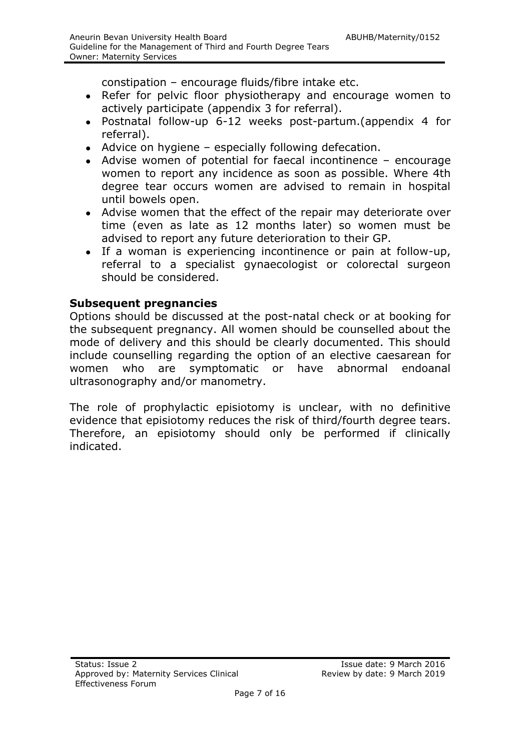constipation – encourage fluids/fibre intake etc.

- Refer for pelvic floor physiotherapy and encourage women to actively participate (appendix 3 for referral).
- Postnatal follow-up 6-12 weeks post-partum.(appendix 4 for referral).
- Advice on hygiene – especially following defecation.
- Advise women of potential for faecal incontinence – encourage women to report any incidence as soon as possible. Where 4th degree tear occurs women are advised to remain in hospital until bowels open.
- Advise women that the effect of the repair may deteriorate over time (even as late as 12 months later) so women must be advised to report any future deterioration to their GP.
- If a woman is experiencing incontinence or pain at follow-up, referral to a specialist gynaecologist or colorectal surgeon should be considered.

**Subsequent pregnancies**

Options should be discussed at the post-natal check or at booking for the subsequent pregnancy. All women should be counselled about the mode of delivery and this should be clearly documented. This should include counselling regarding the option of an elective caesarean for women who are symptomatic or have abnormal endoanal ultrasonography and/or manometry.

The role of prophylactic episiotomy is unclear, with no definitive evidence that episiotomy reduces the risk of third/fourth degree tears. Therefore, an episiotomy should only be performed if clinically indicated.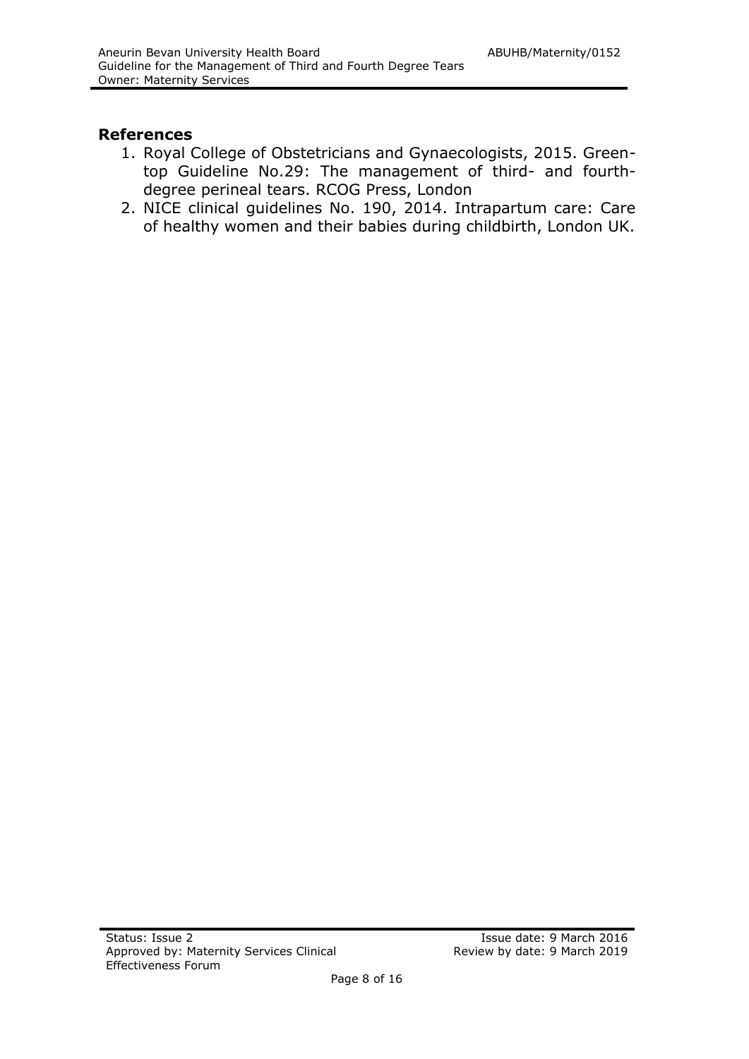## References

1. Royal College of Obstetricians and Gynaecologists, 2015. Green-top Guideline No.29: The management of third- and fourth-degree perineal tears. RCOG Press, London
2. NICE clinical guidelines No. 190, 2014. Intrapartum care: Care of healthy women and their babies during childbirth, London UK.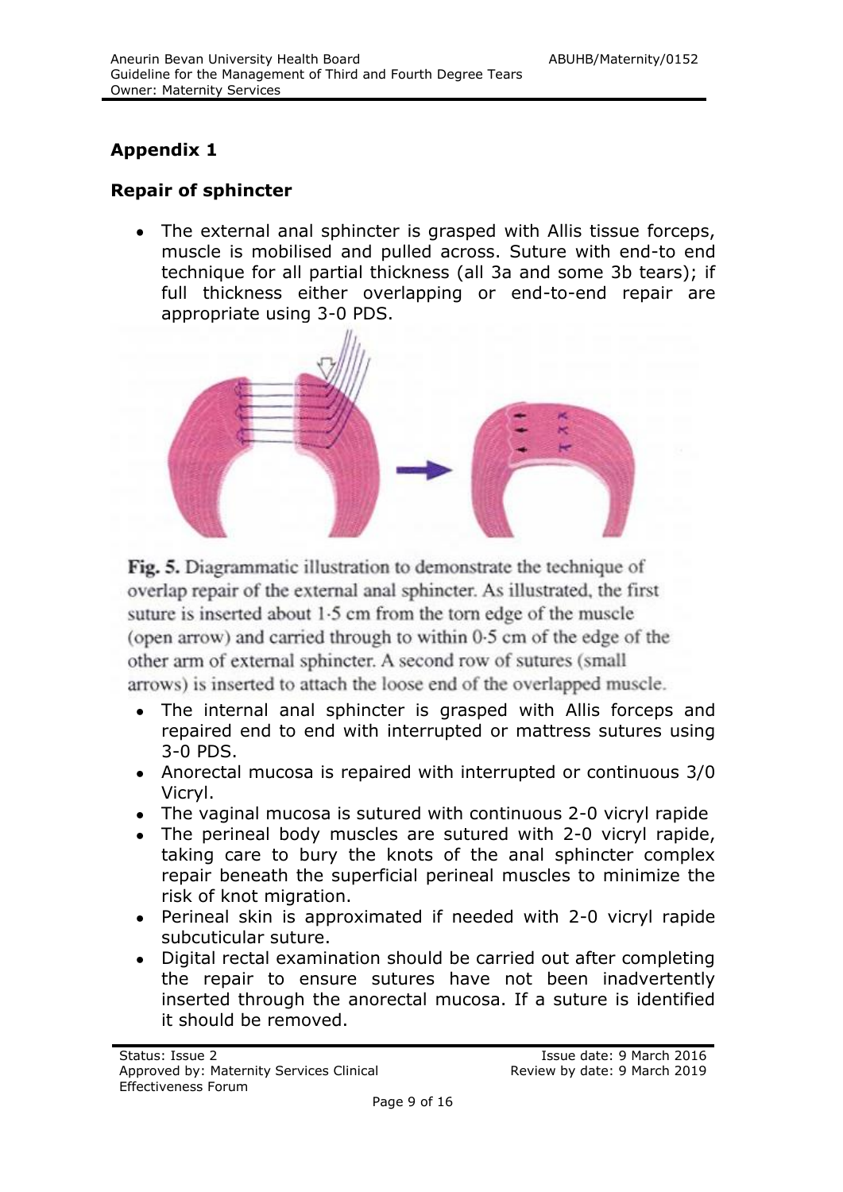## Appendix 1

### Repair of sphincter

- The external anal sphincter is grasped with Allis tissue forceps, muscle is mobilised and pulled across. Suture with end-to end technique for all partial thickness (all 3a and some 3b tears); if full thickness either overlapping or end-to-end repair are appropriate using 3-0 PDS.

**Fig. 5.** Diagrammatic illustration to demonstrate the technique of overlap repair of the external anal sphincter. As illustrated, the first suture is inserted about 1·5 cm from the torn edge of the muscle (open arrow) and carried through to within 0·5 cm of the edge of the other arm of external sphincter. A second row of sutures (small arrows) is inserted to attach the loose end of the overlapped muscle.

- The internal anal sphincter is grasped with Allis forceps and repaired end to end with interrupted or mattress sutures using 3-0 PDS.
- Anorectal mucosa is repaired with interrupted or continuous 3/0 Vicryl.
- The vaginal mucosa is sutured with continuous 2-0 vicryl rapide
- The perineal body muscles are sutured with 2-0 vicryl rapide, taking care to bury the knots of the anal sphincter complex repair beneath the superficial perineal muscles to minimize the risk of knot migration.
- Perineal skin is approximated if needed with 2-0 vicryl rapide subcuticular suture.
- Digital rectal examination should be carried out after completing the repair to ensure sutures have not been inadvertently inserted through the anorectal mucosa. If a suture is identified it should be removed.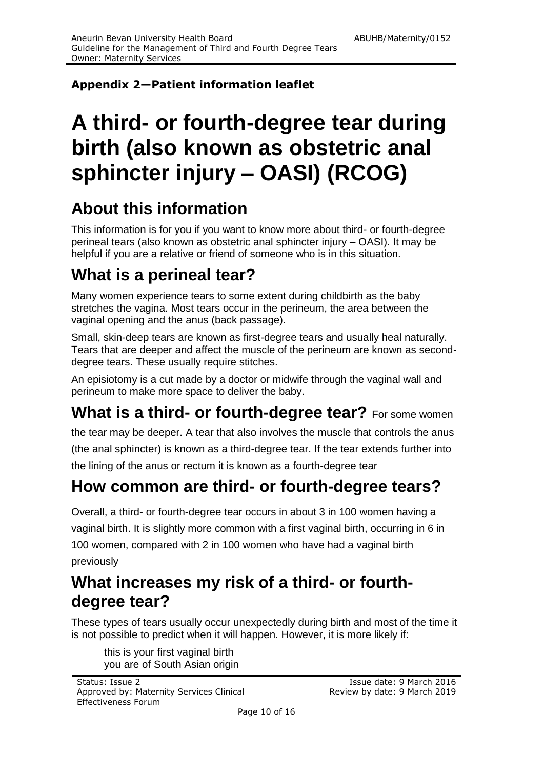**Appendix 2—Patient information leaflet**

# A third- or fourth-degree tear during birth (also known as obstetric anal sphincter injury – OASI) (RCOG)

## About this information

This information is for you if you want to know more about third- or fourth-degree perineal tears (also known as obstetric anal sphincter injury – OASI). It may be helpful if you are a relative or friend of someone who is in this situation.

## What is a perineal tear?

Many women experience tears to some extent during childbirth as the baby stretches the vagina. Most tears occur in the perineum, the area between the vaginal opening and the anus (back passage).

Small, skin-deep tears are known as first-degree tears and usually heal naturally. Tears that are deeper and affect the muscle of the perineum are known as second-degree tears. These usually require stitches.

An episiotomy is a cut made by a doctor or midwife through the vaginal wall and perineum to make more space to deliver the baby.

## What is a third- or fourth-degree tear?

For some women the tear may be deeper. A tear that also involves the muscle that controls the anus (the anal sphincter) is known as a third-degree tear. If the tear extends further into the lining of the anus or rectum it is known as a fourth-degree tear

## How common are third- or fourth-degree tears?

Overall, a third- or fourth-degree tear occurs in about 3 in 100 women having a vaginal birth. It is slightly more common with a first vaginal birth, occurring in 6 in 100 women, compared with 2 in 100 women who have had a vaginal birth previously

## What increases my risk of a third- or fourth-degree tear?

These types of tears usually occur unexpectedly during birth and most of the time it is not possible to predict when it will happen. However, it is more likely if:

- this is your first vaginal birth
- you are of South Asian origin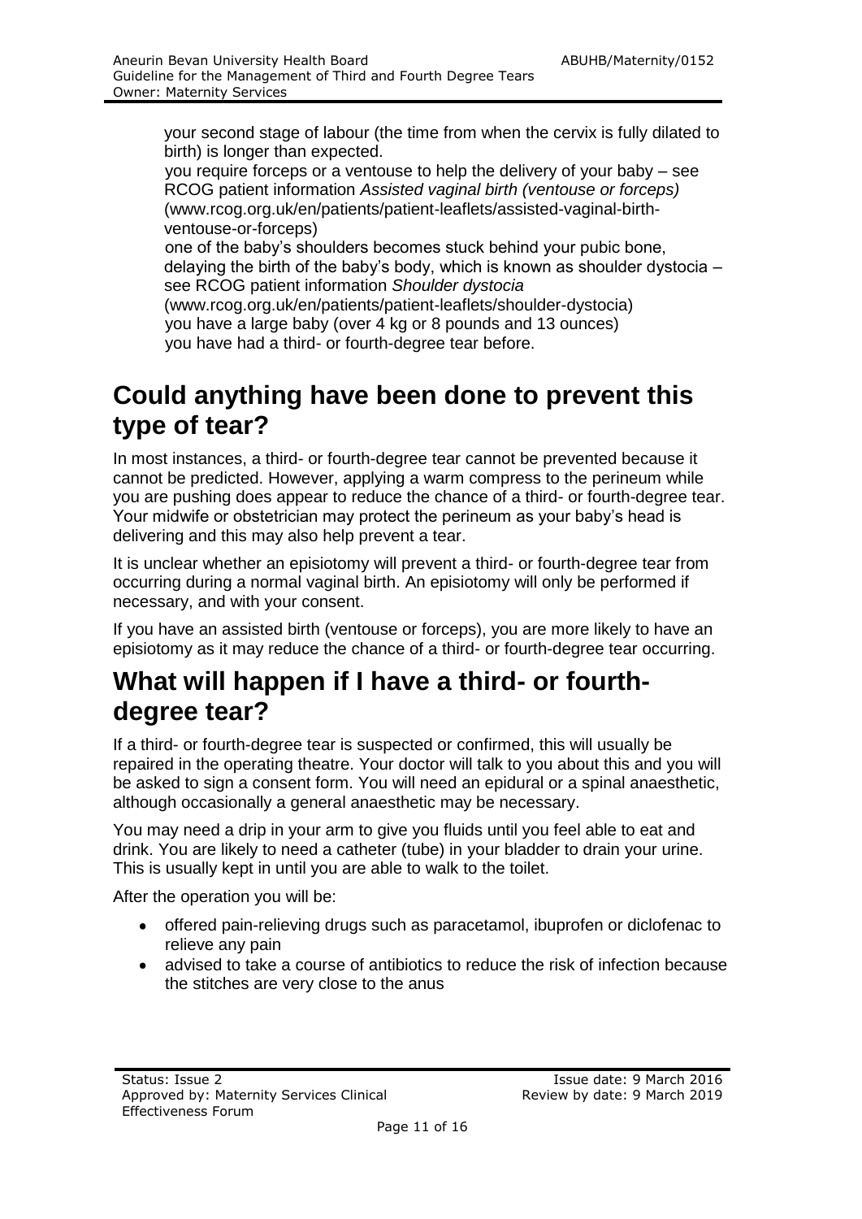- your second stage of labour (the time from when the cervix is fully dilated to birth) is longer than expected.
- you require forceps or a ventouse to help the delivery of your baby – see RCOG patient information *Assisted vaginal birth (ventouse or forceps)* (www.rcog.org.uk/en/patients/patient-leaflets/assisted-vaginal-birth-ventouse-or-forceps)
- one of the baby's shoulders becomes stuck behind your pubic bone, delaying the birth of the baby's body, which is known as shoulder dystocia – see RCOG patient information *Shoulder dystocia* (www.rcog.org.uk/en/patients/patient-leaflets/shoulder-dystocia)
- you have a large baby (over 4 kg or 8 pounds and 13 ounces)
- you have had a third- or fourth-degree tear before.

# Could anything have been done to prevent this type of tear?

In most instances, a third- or fourth-degree tear cannot be prevented because it cannot be predicted. However, applying a warm compress to the perineum while you are pushing does appear to reduce the chance of a third- or fourth-degree tear. Your midwife or obstetrician may protect the perineum as your baby's head is delivering and this may also help prevent a tear.

It is unclear whether an episiotomy will prevent a third- or fourth-degree tear from occurring during a normal vaginal birth. An episiotomy will only be performed if necessary, and with your consent.

If you have an assisted birth (ventouse or forceps), you are more likely to have an episiotomy as it may reduce the chance of a third- or fourth-degree tear occurring.

# What will happen if I have a third- or fourth-degree tear?

If a third- or fourth-degree tear is suspected or confirmed, this will usually be repaired in the operating theatre. Your doctor will talk to you about this and you will be asked to sign a consent form. You will need an epidural or a spinal anaesthetic, although occasionally a general anaesthetic may be necessary.

You may need a drip in your arm to give you fluids until you feel able to eat and drink. You are likely to need a catheter (tube) in your bladder to drain your urine. This is usually kept in until you are able to walk to the toilet.

After the operation you will be:

- offered pain-relieving drugs such as paracetamol, ibuprofen or diclofenac to relieve any pain
- advised to take a course of antibiotics to reduce the risk of infection because the stitches are very close to the anus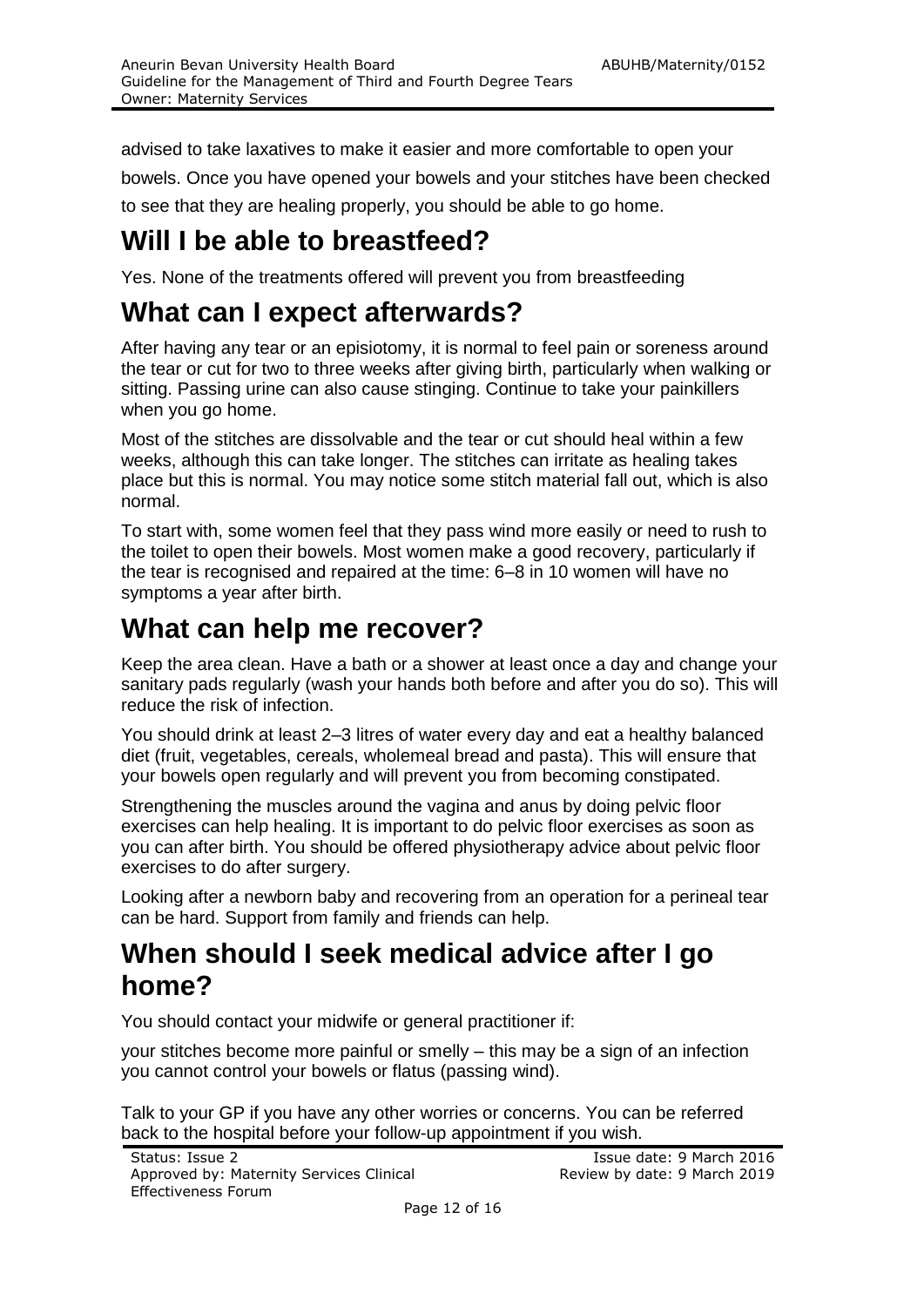advised to take laxatives to make it easier and more comfortable to open your bowels. Once you have opened your bowels and your stitches have been checked to see that they are healing properly, you should be able to go home.

## Will I be able to breastfeed?

Yes. None of the treatments offered will prevent you from breastfeeding

## What can I expect afterwards?

After having any tear or an episiotomy, it is normal to feel pain or soreness around the tear or cut for two to three weeks after giving birth, particularly when walking or sitting. Passing urine can also cause stinging. Continue to take your painkillers when you go home.

Most of the stitches are dissolvable and the tear or cut should heal within a few weeks, although this can take longer. The stitches can irritate as healing takes place but this is normal. You may notice some stitch material fall out, which is also normal.

To start with, some women feel that they pass wind more easily or need to rush to the toilet to open their bowels. Most women make a good recovery, particularly if the tear is recognised and repaired at the time: 6–8 in 10 women will have no symptoms a year after birth.

## What can help me recover?

Keep the area clean. Have a bath or a shower at least once a day and change your sanitary pads regularly (wash your hands both before and after you do so). This will reduce the risk of infection.

You should drink at least 2–3 litres of water every day and eat a healthy balanced diet (fruit, vegetables, cereals, wholemeal bread and pasta). This will ensure that your bowels open regularly and will prevent you from becoming constipated.

Strengthening the muscles around the vagina and anus by doing pelvic floor exercises can help healing. It is important to do pelvic floor exercises as soon as you can after birth. You should be offered physiotherapy advice about pelvic floor exercises to do after surgery.

Looking after a newborn baby and recovering from an operation for a perineal tear can be hard. Support from family and friends can help.

## When should I seek medical advice after I go home?

You should contact your midwife or general practitioner if:

your stitches become more painful or smelly – this may be a sign of an infection
you cannot control your bowels or flatus (passing wind).

Talk to your GP if you have any other worries or concerns. You can be referred back to the hospital before your follow-up appointment if you wish.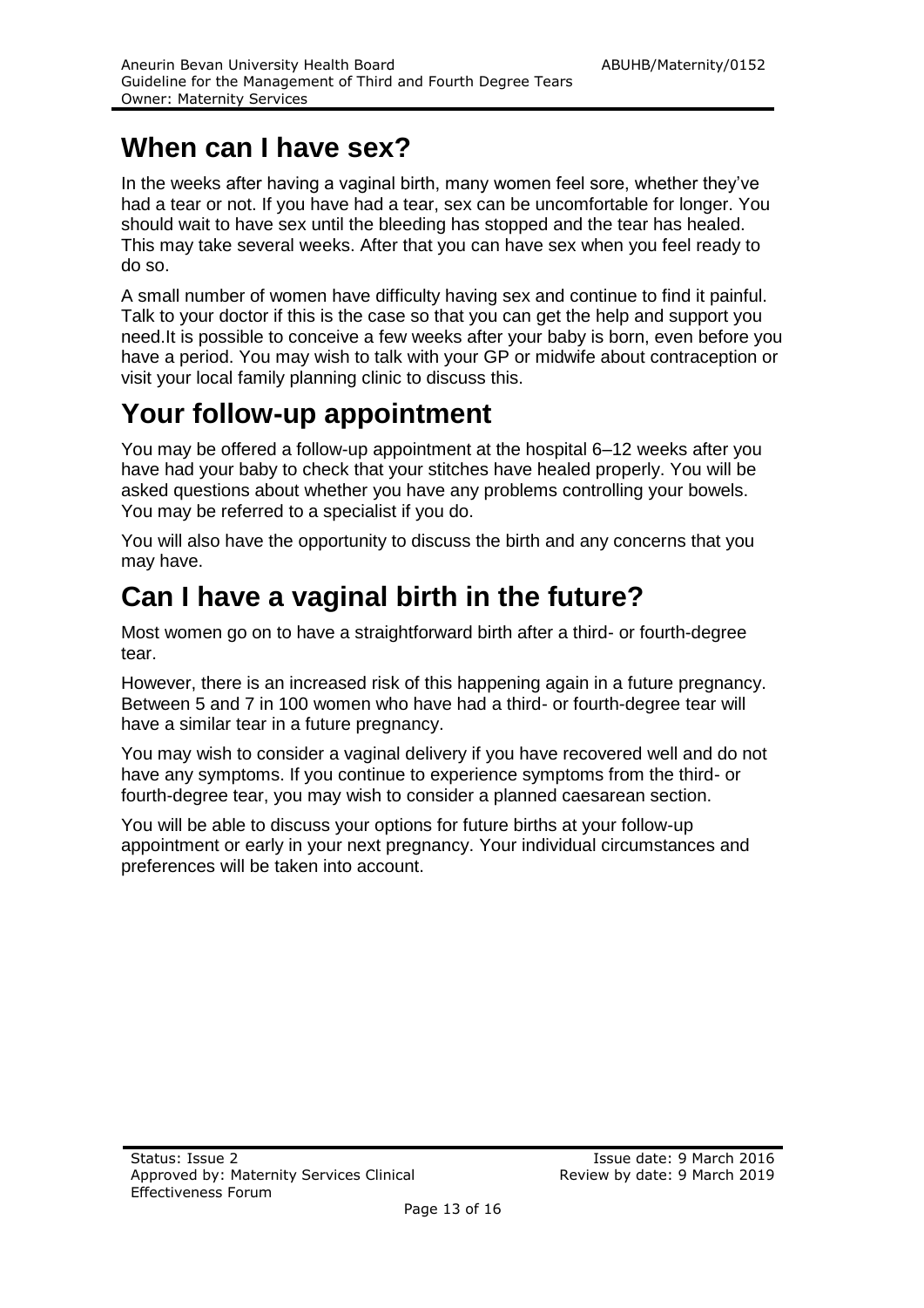## When can I have sex?

In the weeks after having a vaginal birth, many women feel sore, whether they've had a tear or not. If you have had a tear, sex can be uncomfortable for longer. You should wait to have sex until the bleeding has stopped and the tear has healed. This may take several weeks. After that you can have sex when you feel ready to do so.

A small number of women have difficulty having sex and continue to find it painful. Talk to your doctor if this is the case so that you can get the help and support you need.It is possible to conceive a few weeks after your baby is born, even before you have a period. You may wish to talk with your GP or midwife about contraception or visit your local family planning clinic to discuss this.

## Your follow-up appointment

You may be offered a follow-up appointment at the hospital 6–12 weeks after you have had your baby to check that your stitches have healed properly. You will be asked questions about whether you have any problems controlling your bowels. You may be referred to a specialist if you do.

You will also have the opportunity to discuss the birth and any concerns that you may have.

## Can I have a vaginal birth in the future?

Most women go on to have a straightforward birth after a third- or fourth-degree tear.

However, there is an increased risk of this happening again in a future pregnancy. Between 5 and 7 in 100 women who have had a third- or fourth-degree tear will have a similar tear in a future pregnancy.

You may wish to consider a vaginal delivery if you have recovered well and do not have any symptoms. If you continue to experience symptoms from the third- or fourth-degree tear, you may wish to consider a planned caesarean section.

You will be able to discuss your options for future births at your follow-up appointment or early in your next pregnancy. Your individual circumstances and preferences will be taken into account.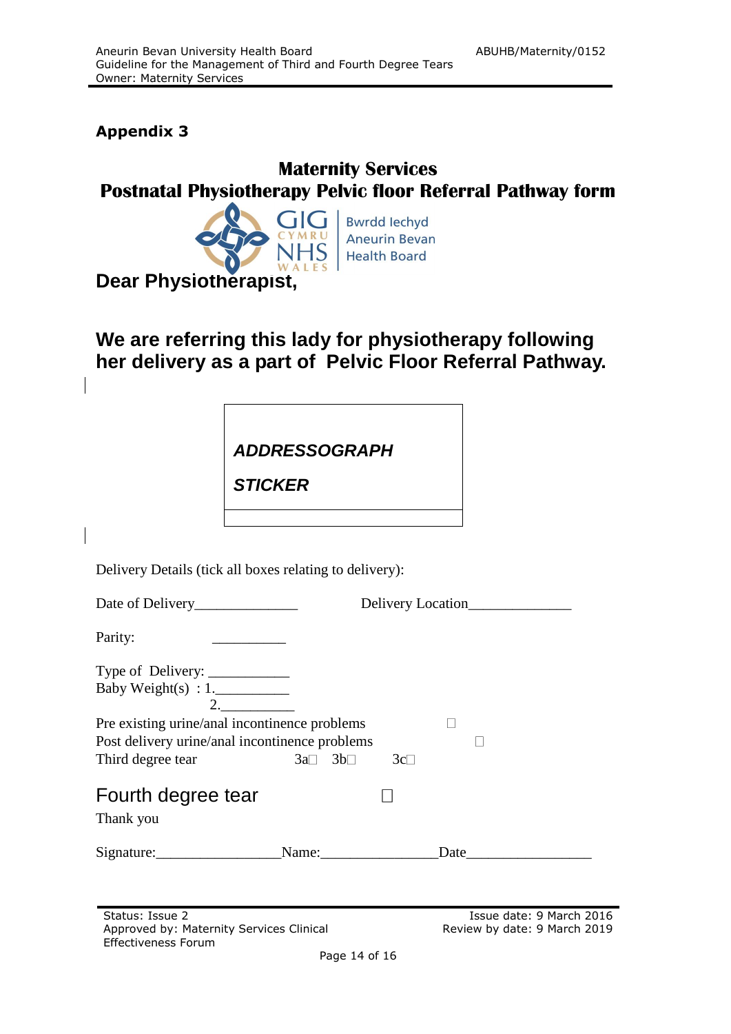## Appendix 3

### Maternity Services
### Postnatal Physiotherapy Pelvic floor Referral Pathway form

GIG CYMRU NHS WALES | Bwrdd Iechyd Aneurin Bevan Health Board

**Dear Physiotherapist,**

**We are referring this lady for physiotherapy following her delivery as a part of Pelvic Floor Referral Pathway.**

| ***ADDRESSOGRAPH*** ***STICKER*** |
|---|

Delivery Details (tick all boxes relating to delivery):

Date of Delivery______________ Delivery Location______________

Parity: __________

Type of Delivery: ___________
Baby Weight(s) : 1.__________
2.__________

Pre existing urine/anal incontinence problems ☐
Post delivery urine/anal incontinence problems ☐
Third degree tear 3a☐ 3b☐ 3c☐

Fourth degree tear ☐

Thank you

Signature:_________________Name:________________Date_________________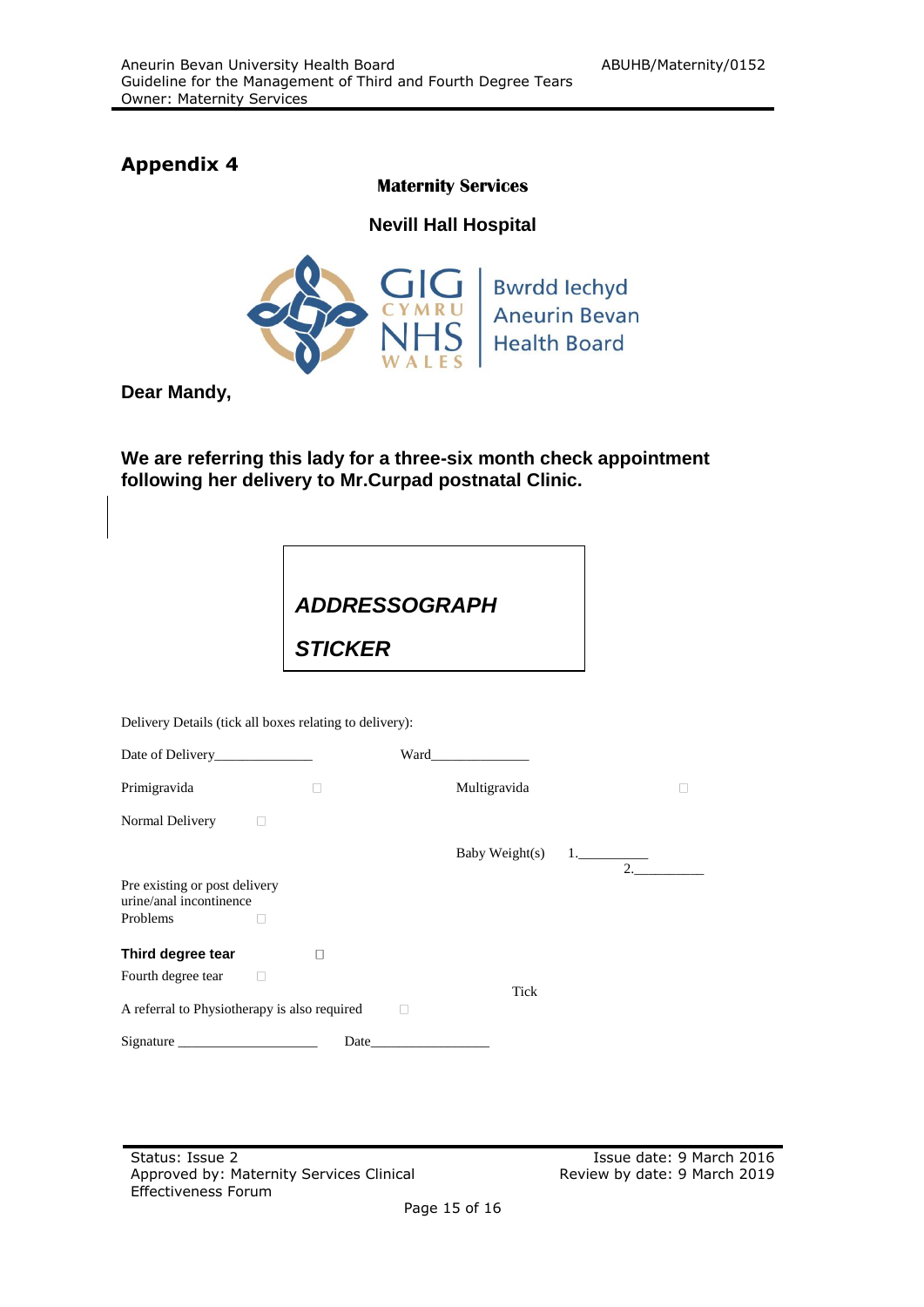## Appendix 4

**Maternity Services**

**Nevill Hall Hospital**

GIG CYMRU NHS WALES | Bwrdd Iechyd Aneurin Bevan Health Board

**Dear Mandy,**

**We are referring this lady for a three-six month check appointment following her delivery to Mr.Curpad postnatal Clinic.**

| ***ADDRESSOGRAPH STICKER*** |
|---|

Delivery Details (tick all boxes relating to delivery):

Date of Delivery______________ Ward______________

Primigravida ☐ Multigravida ☐

Normal Delivery ☐

Baby Weight(s) 1.__________ 2.__________

Pre existing or post delivery urine/anal incontinence Problems ☐

**Third degree tear** ☐

Fourth degree tear ☐

Tick

A referral to Physiotherapy is also required ☐

Signature ____________________ Date_________________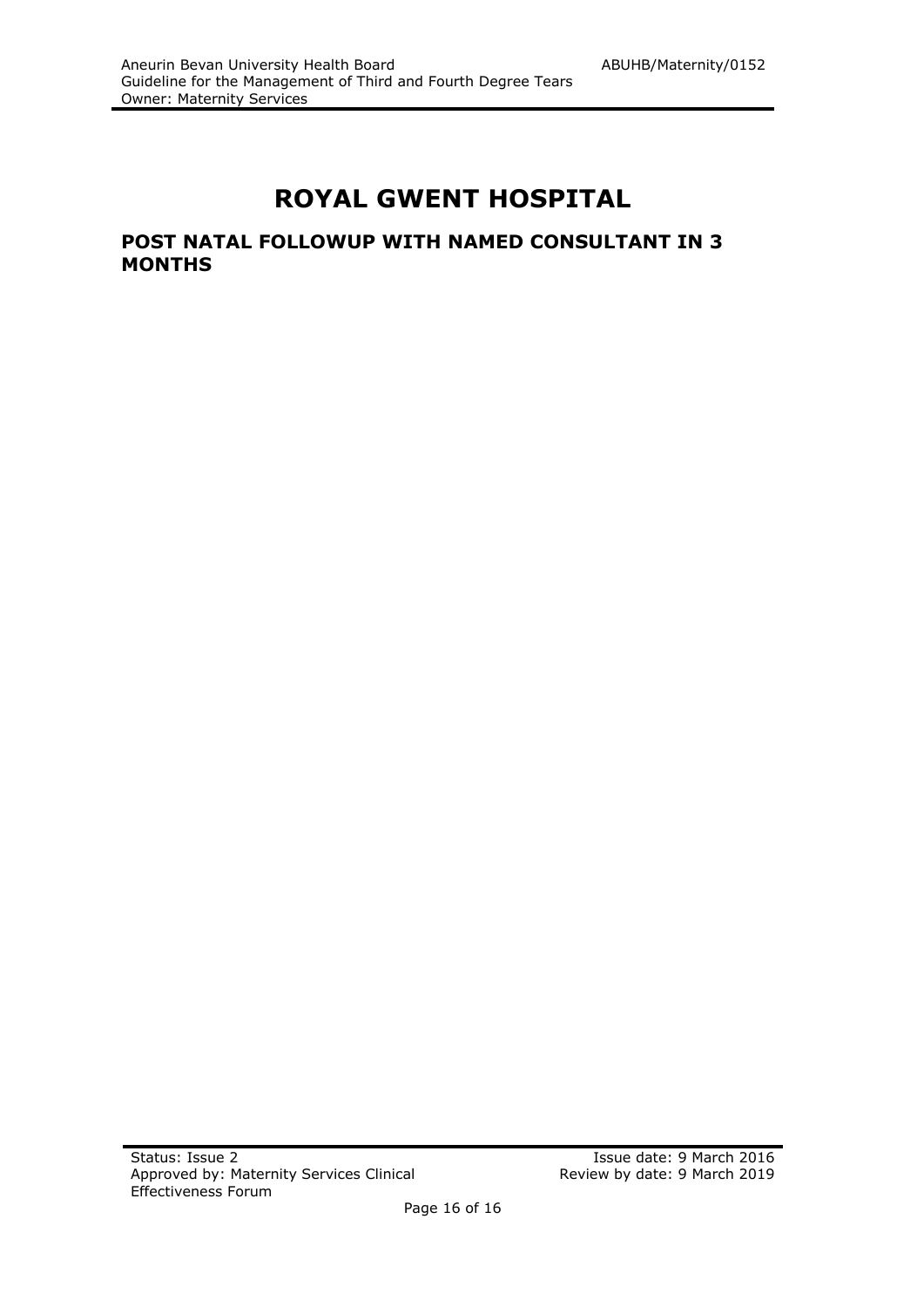# ROYAL GWENT HOSPITAL

## POST NATAL FOLLOWUP WITH NAMED CONSULTANT IN 3 MONTHS